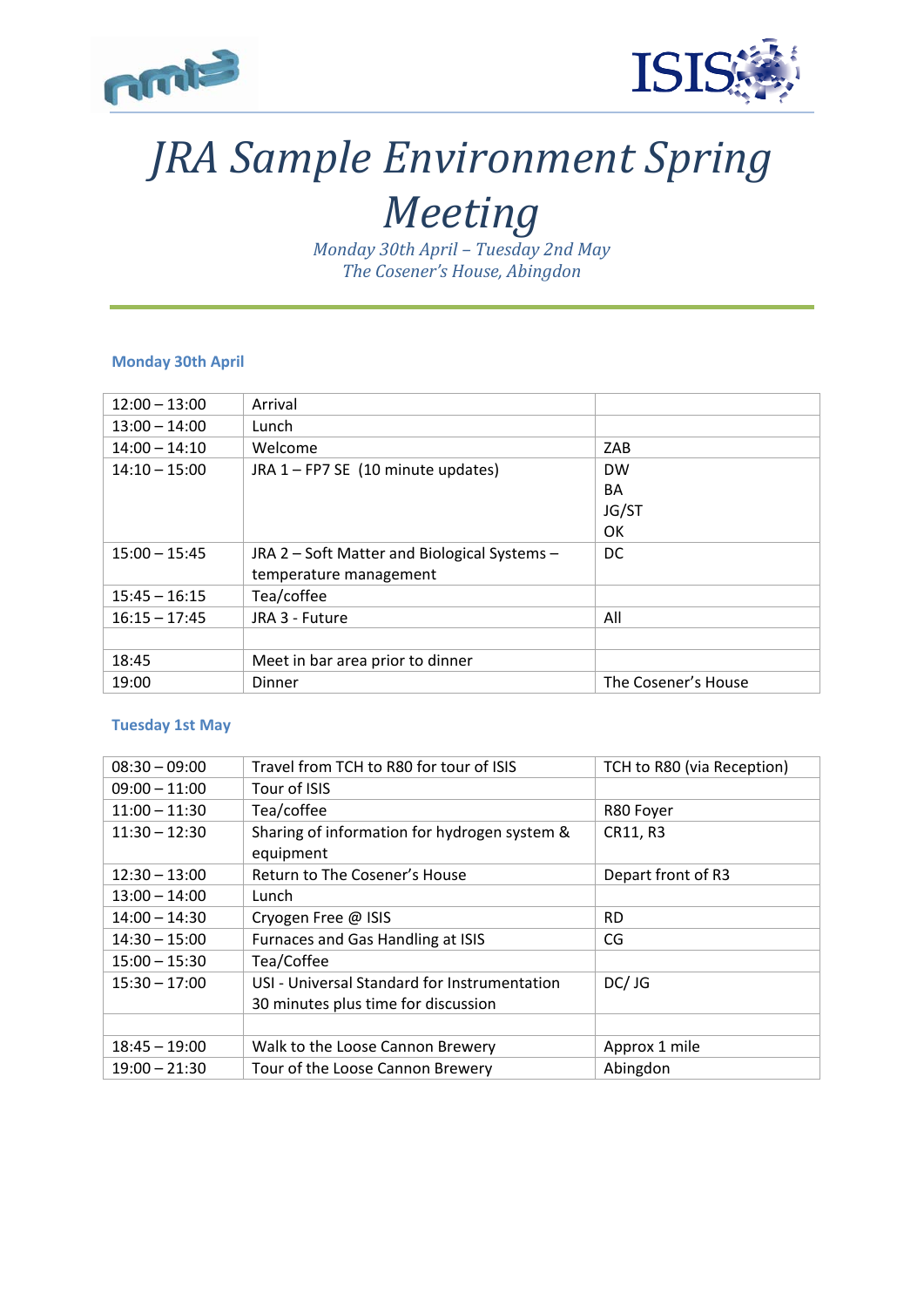# *JRA Sample Environment Spring Meeting*

*Monday 30th April – Tuesday 2nd May*
*The Cosener's House, Abingdon*

### Monday 30th April

| | | |
|---|---|---|
| 12:00 – 13:00 | Arrival | |
| 13:00 – 14:00 | Lunch | |
| 14:00 – 14:10 | Welcome | ZAB |
| 14:10 – 15:00 | JRA 1 – FP7 SE (10 minute updates) | DW<br>BA<br>JG/ST<br>OK |
| 15:00 – 15:45 | JRA 2 – Soft Matter and Biological Systems – temperature management | DC |
| 15:45 – 16:15 | Tea/coffee | |
| 16:15 – 17:45 | JRA 3 - Future | All |
| | | |
| 18:45 | Meet in bar area prior to dinner | |
| 19:00 | Dinner | The Cosener's House |

### Tuesday 1st May

| | | |
|---|---|---|
| 08:30 – 09:00 | Travel from TCH to R80 for tour of ISIS | TCH to R80 (via Reception) |
| 09:00 – 11:00 | Tour of ISIS | |
| 11:00 – 11:30 | Tea/coffee | R80 Foyer |
| 11:30 – 12:30 | Sharing of information for hydrogen system & equipment | CR11, R3 |
| 12:30 – 13:00 | Return to The Cosener's House | Depart front of R3 |
| 13:00 – 14:00 | Lunch | |
| 14:00 – 14:30 | Cryogen Free @ ISIS | RD |
| 14:30 – 15:00 | Furnaces and Gas Handling at ISIS | CG |
| 15:00 – 15:30 | Tea/Coffee | |
| 15:30 – 17:00 | USI - Universal Standard for Instrumentation<br>30 minutes plus time for discussion | DC/ JG |
| | | |
| 18:45 – 19:00 | Walk to the Loose Cannon Brewery | Approx 1 mile |
| 19:00 – 21:30 | Tour of the Loose Cannon Brewery | Abingdon |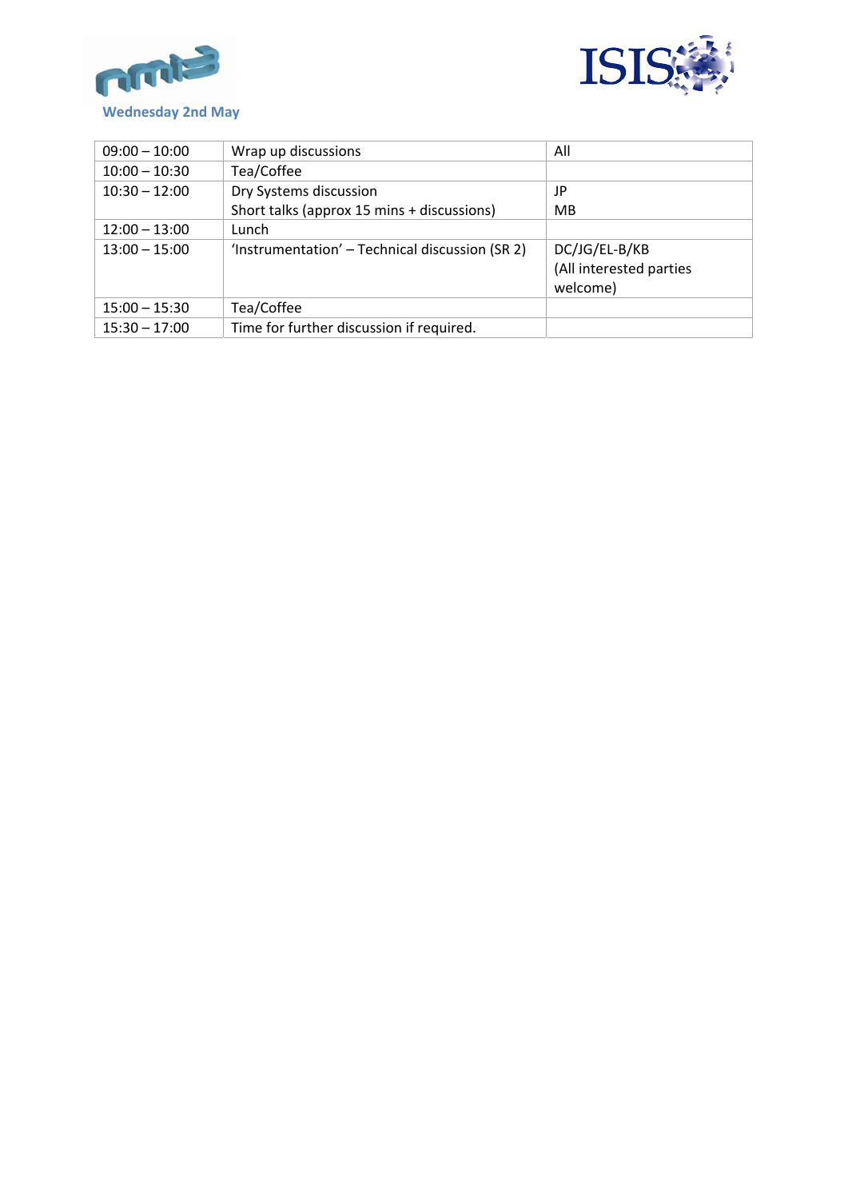**Wednesday 2nd May**

| | | |
|---|---|---|
| 09:00 – 10:00 | Wrap up discussions | All |
| 10:00 – 10:30 | Tea/Coffee | |
| 10:30 – 12:00 | Dry Systems discussion<br>Short talks (approx 15 mins + discussions) | JP<br>MB |
| 12:00 – 13:00 | Lunch | |
| 13:00 – 15:00 | 'Instrumentation' – Technical discussion (SR 2) | DC/JG/EL-B/KB<br>(All interested parties welcome) |
| 15:00 – 15:30 | Tea/Coffee | |
| 15:30 – 17:00 | Time for further discussion if required. | |